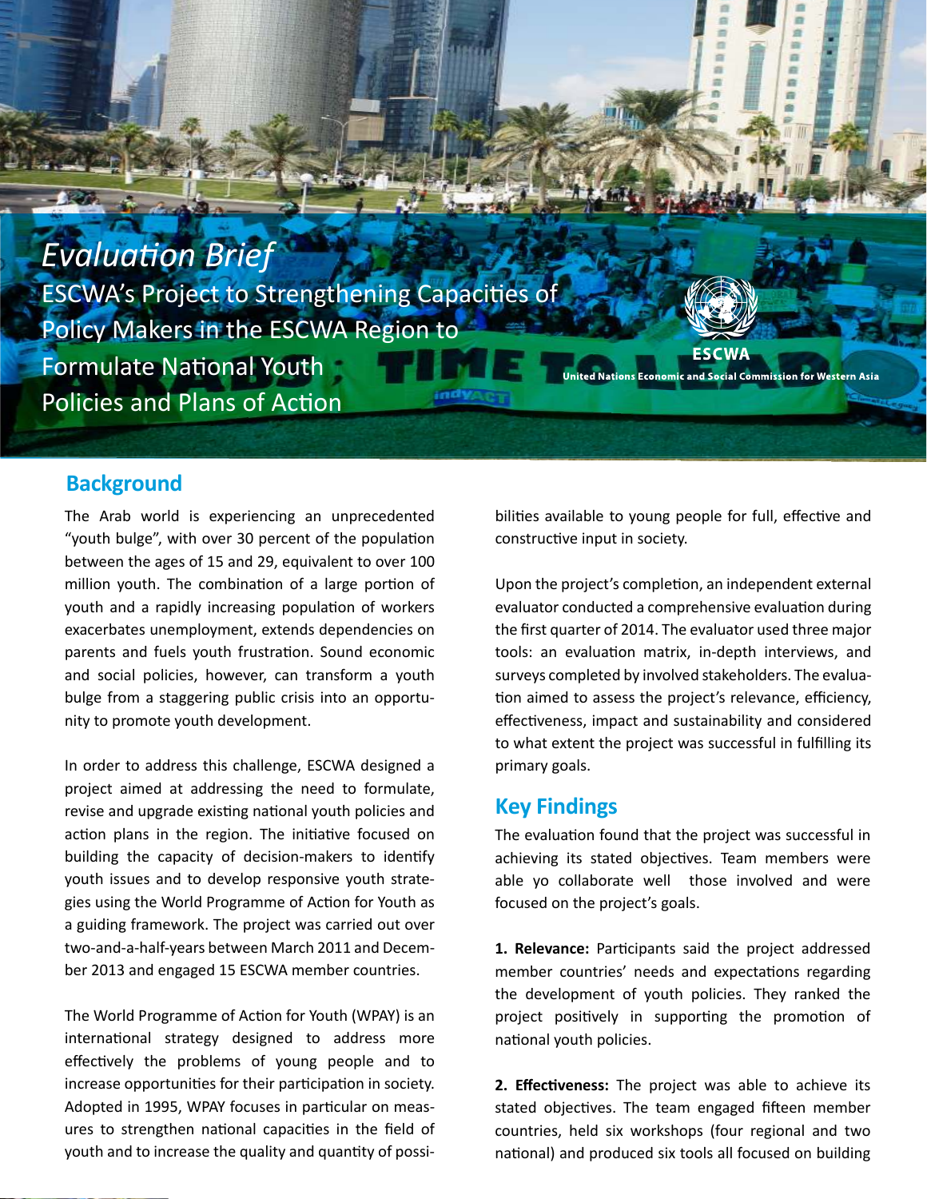*Evaluation Brief*

# ESCWA's Project to Strengthening Capacities of Policy Makers in the ESCWA Region to Formulate National Youth Policies and Plans of Action

ESCWA
United Nations Economic and Social Commission for Western Asia

## Background

The Arab world is experiencing an unprecedented "youth bulge", with over 30 percent of the population between the ages of 15 and 29, equivalent to over 100 million youth. The combination of a large portion of youth and a rapidly increasing population of workers exacerbates unemployment, extends dependencies on parents and fuels youth frustration. Sound economic and social policies, however, can transform a youth bulge from a staggering public crisis into an opportunity to promote youth development.

In order to address this challenge, ESCWA designed a project aimed at addressing the need to formulate, revise and upgrade existing national youth policies and action plans in the region. The initiative focused on building the capacity of decision-makers to identify youth issues and to develop responsive youth strategies using the World Programme of Action for Youth as a guiding framework. The project was carried out over two-and-a-half-years between March 2011 and December 2013 and engaged 15 ESCWA member countries.

The World Programme of Action for Youth (WPAY) is an international strategy designed to address more effectively the problems of young people and to increase opportunities for their participation in society. Adopted in 1995, WPAY focuses in particular on measures to strengthen national capacities in the field of youth and to increase the quality and quantity of possibilities available to young people for full, effective and constructive input in society.

Upon the project's completion, an independent external evaluator conducted a comprehensive evaluation during the first quarter of 2014. The evaluator used three major tools: an evaluation matrix, in-depth interviews, and surveys completed by involved stakeholders. The evaluation aimed to assess the project's relevance, efficiency, effectiveness, impact and sustainability and considered to what extent the project was successful in fulfilling its primary goals.

## Key Findings

The evaluation found that the project was successful in achieving its stated objectives. Team members were able yo collaborate well those involved and were focused on the project's goals.

**1. Relevance:** Participants said the project addressed member countries' needs and expectations regarding the development of youth policies. They ranked the project positively in supporting the promotion of national youth policies.

**2. Effectiveness:** The project was able to achieve its stated objectives. The team engaged fifteen member countries, held six workshops (four regional and two national) and produced six tools all focused on building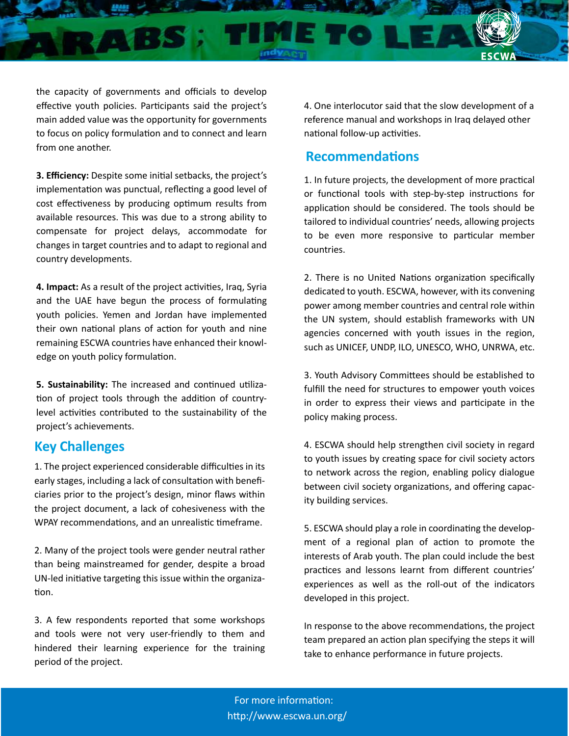the capacity of governments and officials to develop effective youth policies. Participants said the project's main added value was the opportunity for governments to focus on policy formulation and to connect and learn from one another.

**3. Efficiency:** Despite some initial setbacks, the project's implementation was punctual, reflecting a good level of cost effectiveness by producing optimum results from available resources. This was due to a strong ability to compensate for project delays, accommodate for changes in target countries and to adapt to regional and country developments.

**4. Impact:** As a result of the project activities, Iraq, Syria and the UAE have begun the process of formulating youth policies. Yemen and Jordan have implemented their own national plans of action for youth and nine remaining ESCWA countries have enhanced their knowledge on youth policy formulation.

**5. Sustainability:** The increased and continued utilization of project tools through the addition of country-level activities contributed to the sustainability of the project's achievements.

## Key Challenges

1. The project experienced considerable difficulties in its early stages, including a lack of consultation with beneficiaries prior to the project's design, minor flaws within the project document, a lack of cohesiveness with the WPAY recommendations, and an unrealistic timeframe.

2. Many of the project tools were gender neutral rather than being mainstreamed for gender, despite a broad UN-led initiative targeting this issue within the organization.

3. A few respondents reported that some workshops and tools were not very user-friendly to them and hindered their learning experience for the training period of the project.

4. One interlocutor said that the slow development of a reference manual and workshops in Iraq delayed other national follow-up activities.

## Recommendations

1. In future projects, the development of more practical or functional tools with step-by-step instructions for application should be considered. The tools should be tailored to individual countries' needs, allowing projects to be even more responsive to particular member countries.

2. There is no United Nations organization specifically dedicated to youth. ESCWA, however, with its convening power among member countries and central role within the UN system, should establish frameworks with UN agencies concerned with youth issues in the region, such as UNICEF, UNDP, ILO, UNESCO, WHO, UNRWA, etc.

3. Youth Advisory Committees should be established to fulfill the need for structures to empower youth voices in order to express their views and participate in the policy making process.

4. ESCWA should help strengthen civil society in regard to youth issues by creating space for civil society actors to network across the region, enabling policy dialogue between civil society organizations, and offering capacity building services.

5. ESCWA should play a role in coordinating the development of a regional plan of action to promote the interests of Arab youth. The plan could include the best practices and lessons learnt from different countries' experiences as well as the roll-out of the indicators developed in this project.

In response to the above recommendations, the project team prepared an action plan specifying the steps it will take to enhance performance in future projects.

For more information:
http://www.escwa.un.org/